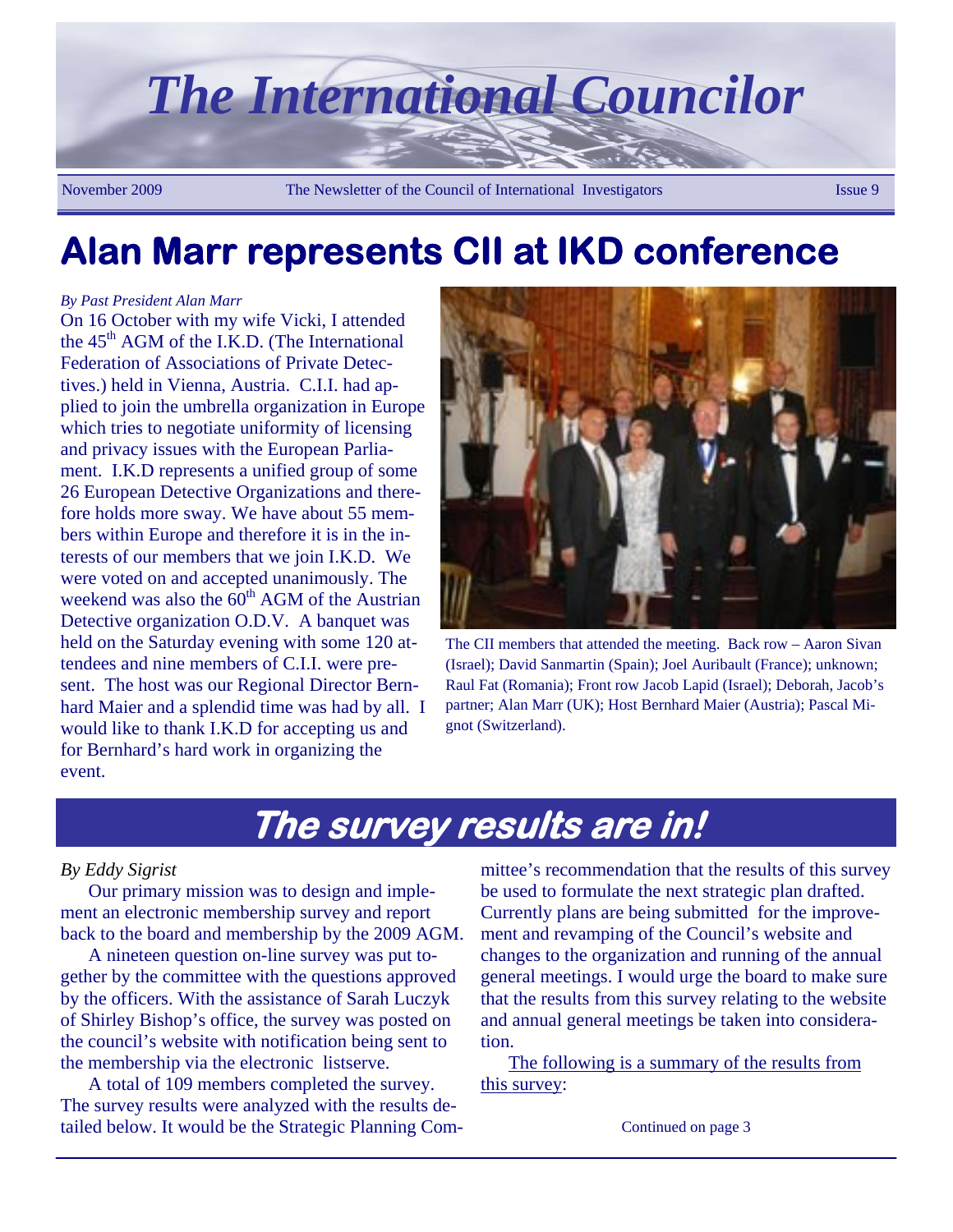# The International Councilor

November 2009 The Newsletter of the Council of International Investigators Issue 9

## Alan Marr represents CII at IKD conference

*By Past President Alan Marr*

On 16 October with my wife Vicki, I attended the 45th AGM of the I.K.D. (The International Federation of Associations of Private Detectives.) held in Vienna, Austria. C.I.I. had applied to join the umbrella organization in Europe which tries to negotiate uniformity of licensing and privacy issues with the European Parliament. I.K.D represents a unified group of some 26 European Detective Organizations and therefore holds more sway. We have about 55 members within Europe and therefore it is in the interests of our members that we join I.K.D. We were voted on and accepted unanimously. The weekend was also the 60th AGM of the Austrian Detective organization O.D.V. A banquet was held on the Saturday evening with some 120 attendees and nine members of C.I.I. were present. The host was our Regional Director Bernhard Maier and a splendid time was had by all. I would like to thank I.K.D for accepting us and for Bernhard's hard work in organizing the event.

The CII members that attended the meeting. Back row – Aaron Sivan (Israel); David Sanmartin (Spain); Joel Auribault (France); unknown; Raul Fat (Romania); Front row Jacob Lapid (Israel); Deborah, Jacob's partner; Alan Marr (UK); Host Bernhard Maier (Austria); Pascal Mignot (Switzerland).

## The survey results are in!

*By Eddy Sigrist*

Our primary mission was to design and implement an electronic membership survey and report back to the board and membership by the 2009 AGM.

A nineteen question on-line survey was put together by the committee with the questions approved by the officers. With the assistance of Sarah Luczyk of Shirley Bishop's office, the survey was posted on the council's website with notification being sent to the membership via the electronic listserve.

A total of 109 members completed the survey. The survey results were analyzed with the results detailed below. It would be the Strategic Planning Committee's recommendation that the results of this survey be used to formulate the next strategic plan drafted. Currently plans are being submitted for the improvement and revamping of the Council's website and changes to the organization and running of the annual general meetings. I would urge the board to make sure that the results from this survey relating to the website and annual general meetings be taken into consideration.

The following is a summary of the results from this survey:

Continued on page 3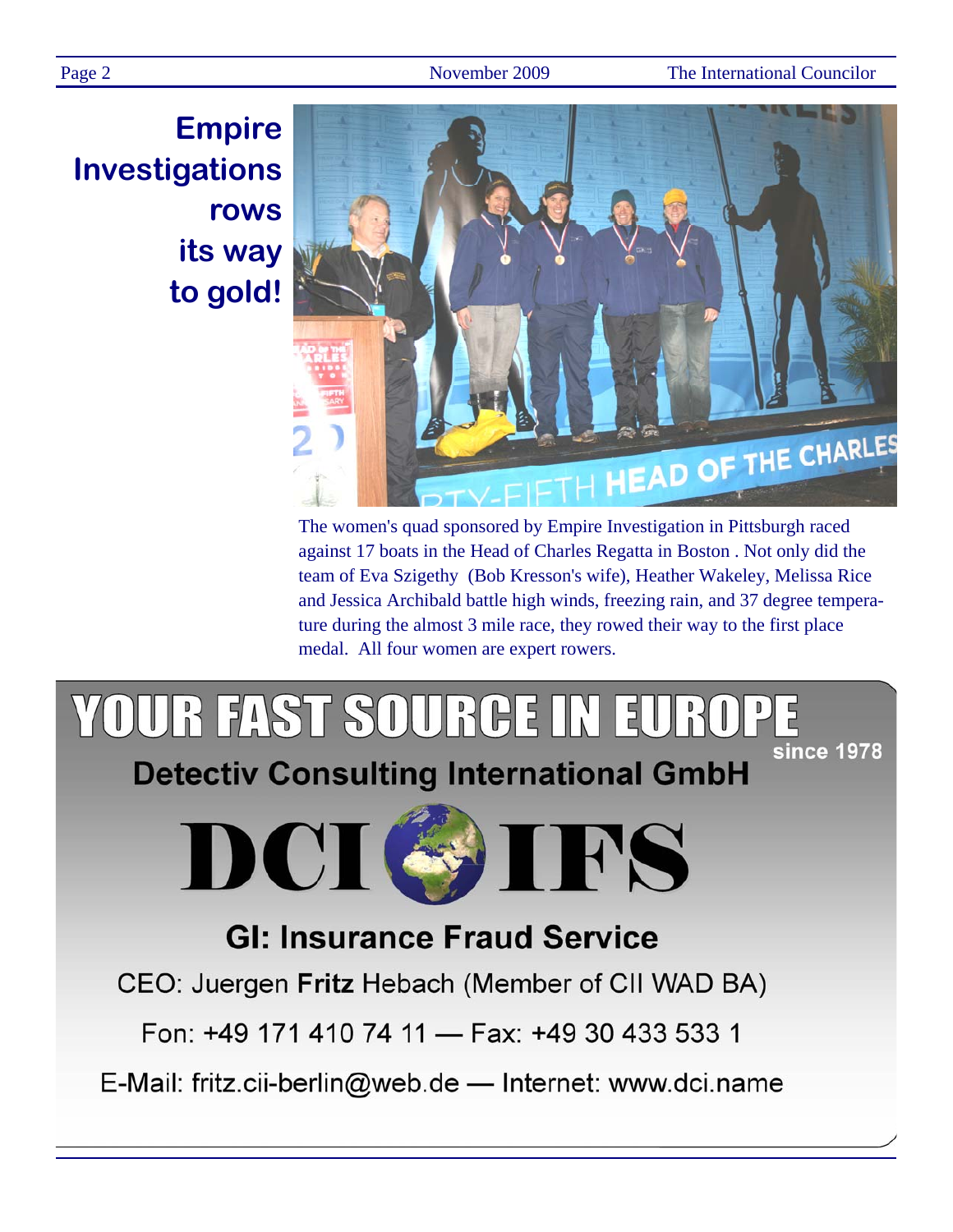# Empire Investigations rows its way to gold!

The women's quad sponsored by Empire Investigation in Pittsburgh raced against 17 boats in the Head of Charles Regatta in Boston . Not only did the team of Eva Szigethy (Bob Kresson's wife), Heather Wakeley, Melissa Rice and Jessica Archibald battle high winds, freezing rain, and 37 degree temperature during the almost 3 mile race, they rowed their way to the first place medal. All four women are expert rowers.

## YOUR FAST SOURCE IN EUROPE

since 1978

**Detectiv Consulting International GmbH**

**DCI IFS**

**GI: Insurance Fraud Service**

CEO: Juergen **Fritz** Hebach (Member of CII WAD BA)

Fon: +49 171 410 74 11 — Fax: +49 30 433 533 1

E-Mail: fritz.cii-berlin@web.de — Internet: www.dci.name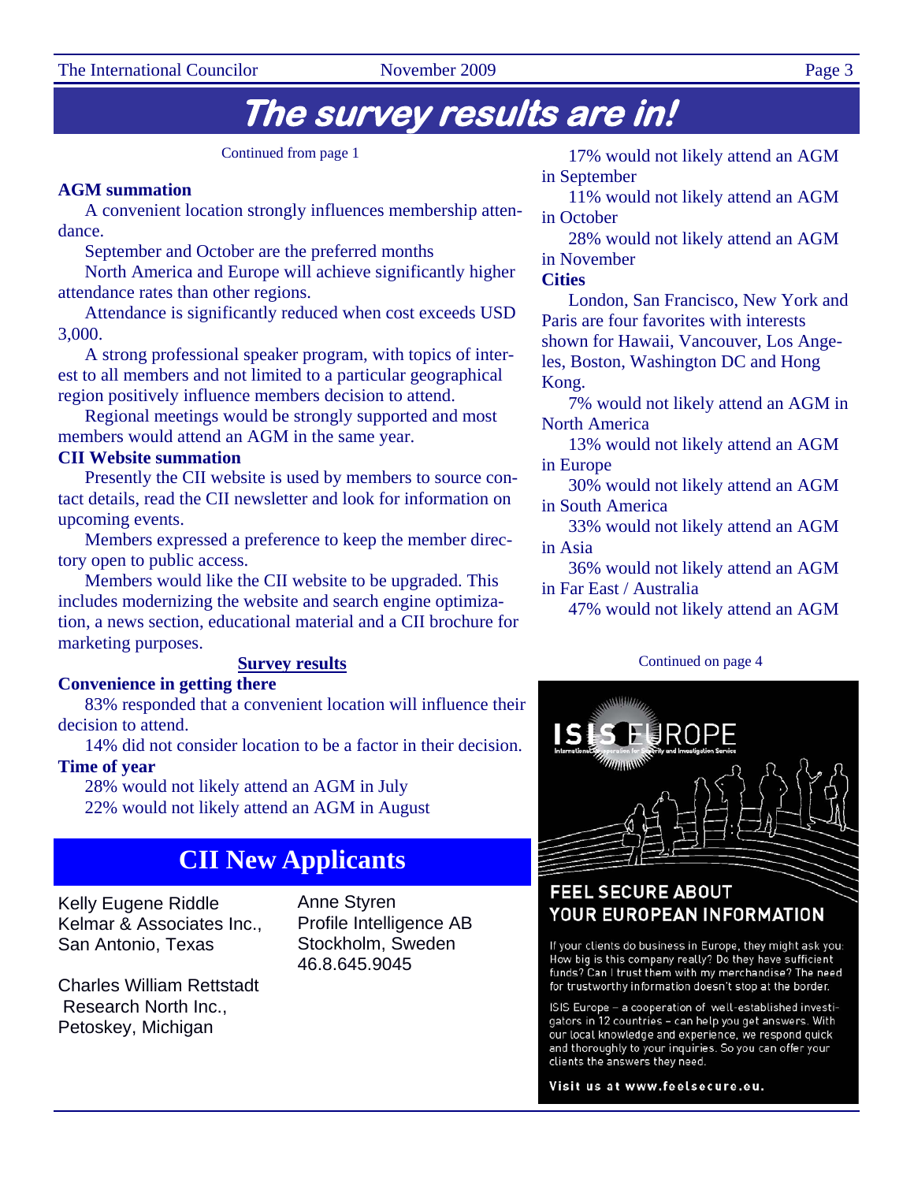# The survey results are in!

Continued from page 1

**AGM summation**

A convenient location strongly influences membership attendance.

September and October are the preferred months

North America and Europe will achieve significantly higher attendance rates than other regions.

Attendance is significantly reduced when cost exceeds USD 3,000.

A strong professional speaker program, with topics of interest to all members and not limited to a particular geographical region positively influence members decision to attend.

Regional meetings would be strongly supported and most members would attend an AGM in the same year.

**CII Website summation**

Presently the CII website is used by members to source contact details, read the CII newsletter and look for information on upcoming events.

Members expressed a preference to keep the member directory open to public access.

Members would like the CII website to be upgraded. This includes modernizing the website and search engine optimization, a news section, educational material and a CII brochure for marketing purposes.

**Survey results**

**Convenience in getting there**

83% responded that a convenient location will influence their decision to attend.

14% did not consider location to be a factor in their decision.

**Time of year**

28% would not likely attend an AGM in July

22% would not likely attend an AGM in August

17% would not likely attend an AGM in September

11% would not likely attend an AGM in October

28% would not likely attend an AGM in November

**Cities**

London, San Francisco, New York and Paris are four favorites with interests shown for Hawaii, Vancouver, Los Angeles, Boston, Washington DC and Hong Kong.

7% would not likely attend an AGM in North America

13% would not likely attend an AGM in Europe

30% would not likely attend an AGM in South America

33% would not likely attend an AGM in Asia

36% would not likely attend an AGM in Far East / Australia

47% would not likely attend an AGM

Continued on page 4

## CII New Applicants

Kelly Eugene Riddle
Kelmar & Associates Inc.,
San Antonio, Texas

Charles William Rettstadt
Research North Inc.,
Petoskey, Michigan

Anne Styren
Profile Intelligence AB
Stockholm, Sweden
46.8.645.9045

ISIS EUROPE
International Cooperation for Security and Investigation Service

**FEEL SECURE ABOUT YOUR EUROPEAN INFORMATION**

If your clients do business in Europe, they might ask you: How big is this company really? Do they have sufficient funds? Can I trust them with my merchandise? The need for trustworthy information doesn't stop at the border.

ISIS Europe – a cooperation of well-established investigators in 12 countries – can help you get answers. With our local knowledge and experience, we respond quick and thoroughly to your inquiries. So you can offer your clients the answers they need.

**Visit us at www.feelsecure.eu.**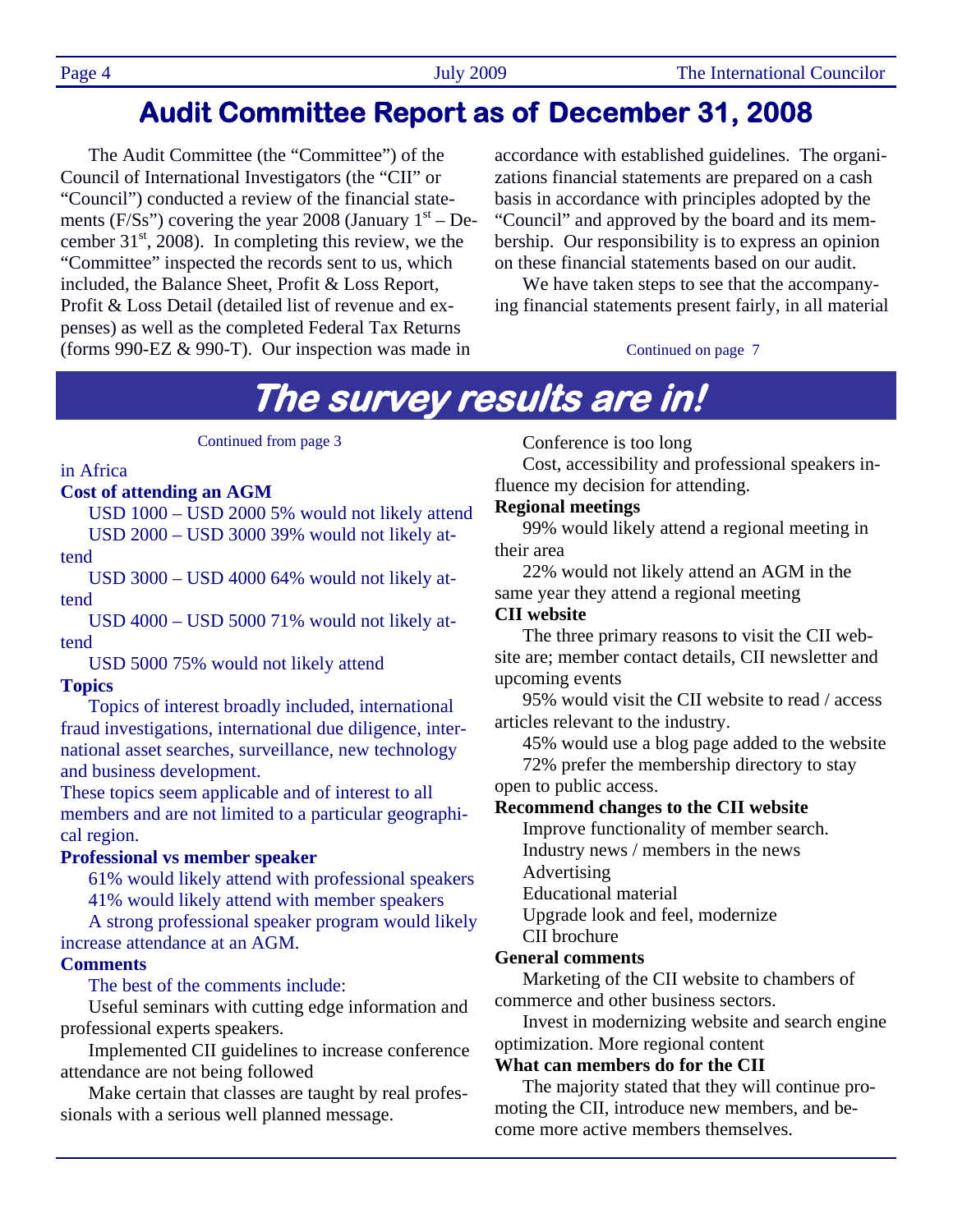# Audit Committee Report as of December 31, 2008

The Audit Committee (the "Committee") of the Council of International Investigators (the "CII" or "Council") conducted a review of the financial statements (F/Ss") covering the year 2008 (January 1st – December 31st, 2008). In completing this review, we the "Committee" inspected the records sent to us, which included, the Balance Sheet, Profit & Loss Report, Profit & Loss Detail (detailed list of revenue and expenses) as well as the completed Federal Tax Returns (forms 990-EZ & 990-T). Our inspection was made in accordance with established guidelines. The organizations financial statements are prepared on a cash basis in accordance with principles adopted by the "Council" and approved by the board and its membership. Our responsibility is to express an opinion on these financial statements based on our audit.

We have taken steps to see that the accompanying financial statements present fairly, in all material

Continued on page 7

# The survey results are in!

Continued from page 3

in Africa

**Cost of attending an AGM**

USD 1000 – USD 2000 5% would not likely attend

USD 2000 – USD 3000 39% would not likely attend

USD 3000 – USD 4000 64% would not likely attend

USD 4000 – USD 5000 71% would not likely attend

USD 5000 75% would not likely attend

**Topics**

Topics of interest broadly included, international fraud investigations, international due diligence, international asset searches, surveillance, new technology and business development.

These topics seem applicable and of interest to all members and are not limited to a particular geographical region.

**Professional vs member speaker**

61% would likely attend with professional speakers

41% would likely attend with member speakers

A strong professional speaker program would likely increase attendance at an AGM.

**Comments**

The best of the comments include:

Useful seminars with cutting edge information and professional experts speakers.

Implemented CII guidelines to increase conference attendance are not being followed

Make certain that classes are taught by real professionals with a serious well planned message.

Conference is too long

Cost, accessibility and professional speakers influence my decision for attending.

**Regional meetings**

99% would likely attend a regional meeting in their area

22% would not likely attend an AGM in the same year they attend a regional meeting

**CII website**

The three primary reasons to visit the CII website are; member contact details, CII newsletter and upcoming events

95% would visit the CII website to read / access articles relevant to the industry.

45% would use a blog page added to the website

72% prefer the membership directory to stay open to public access.

**Recommend changes to the CII website**

Improve functionality of member search.

Industry news / members in the news

Advertising

Educational material

Upgrade look and feel, modernize

CII brochure

**General comments**

Marketing of the CII website to chambers of commerce and other business sectors.

Invest in modernizing website and search engine optimization. More regional content

**What can members do for the CII**

The majority stated that they will continue promoting the CII, introduce new members, and become more active members themselves.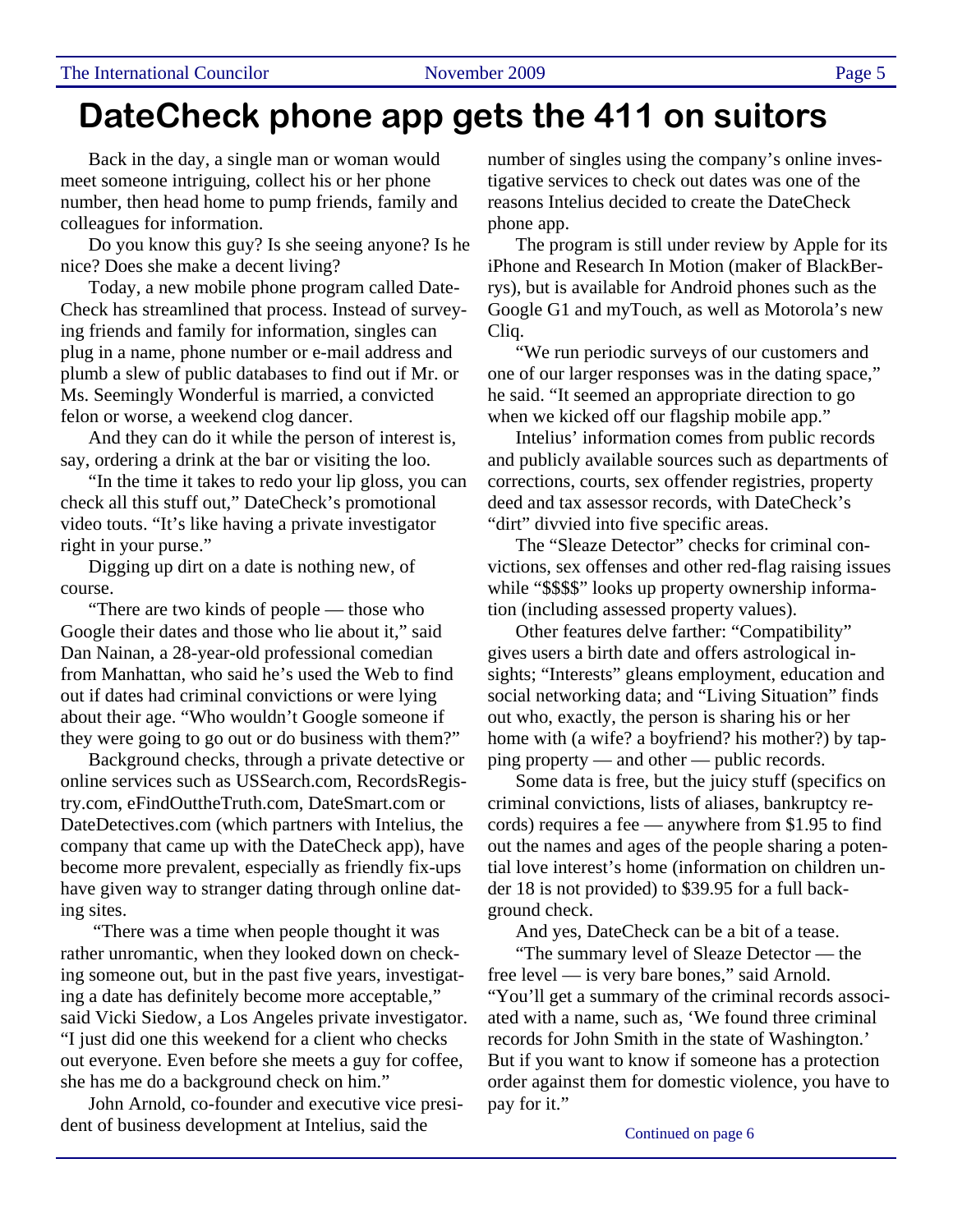# DateCheck phone app gets the 411 on suitors

Back in the day, a single man or woman would meet someone intriguing, collect his or her phone number, then head home to pump friends, family and colleagues for information.

Do you know this guy? Is she seeing anyone? Is he nice? Does she make a decent living?

Today, a new mobile phone program called DateCheck has streamlined that process. Instead of surveying friends and family for information, singles can plug in a name, phone number or e-mail address and plumb a slew of public databases to find out if Mr. or Ms. Seemingly Wonderful is married, a convicted felon or worse, a weekend clog dancer.

And they can do it while the person of interest is, say, ordering a drink at the bar or visiting the loo.

"In the time it takes to redo your lip gloss, you can check all this stuff out," DateCheck's promotional video touts. "It's like having a private investigator right in your purse."

Digging up dirt on a date is nothing new, of course.

"There are two kinds of people — those who Google their dates and those who lie about it," said Dan Nainan, a 28-year-old professional comedian from Manhattan, who said he's used the Web to find out if dates had criminal convictions or were lying about their age. "Who wouldn't Google someone if they were going to go out or do business with them?"

Background checks, through a private detective or online services such as USSearch.com, RecordsRegistry.com, eFindOuttheTruth.com, DateSmart.com or DateDetectives.com (which partners with Intelius, the company that came up with the DateCheck app), have become more prevalent, especially as friendly fix-ups have given way to stranger dating through online dating sites.

"There was a time when people thought it was rather unromantic, when they looked down on checking someone out, but in the past five years, investigating a date has definitely become more acceptable," said Vicki Siedow, a Los Angeles private investigator. "I just did one this weekend for a client who checks out everyone. Even before she meets a guy for coffee, she has me do a background check on him."

John Arnold, co-founder and executive vice president of business development at Intelius, said the number of singles using the company's online investigative services to check out dates was one of the reasons Intelius decided to create the DateCheck phone app.

The program is still under review by Apple for its iPhone and Research In Motion (maker of BlackBerrys), but is available for Android phones such as the Google G1 and myTouch, as well as Motorola's new Cliq.

"We run periodic surveys of our customers and one of our larger responses was in the dating space," he said. "It seemed an appropriate direction to go when we kicked off our flagship mobile app."

Intelius' information comes from public records and publicly available sources such as departments of corrections, courts, sex offender registries, property deed and tax assessor records, with DateCheck's "dirt" divvied into five specific areas.

The "Sleaze Detector" checks for criminal convictions, sex offenses and other red-flag raising issues while "$$$$" looks up property ownership information (including assessed property values).

Other features delve farther: "Compatibility" gives users a birth date and offers astrological insights; "Interests" gleans employment, education and social networking data; and "Living Situation" finds out who, exactly, the person is sharing his or her home with (a wife? a boyfriend? his mother?) by tapping property — and other — public records.

Some data is free, but the juicy stuff (specifics on criminal convictions, lists of aliases, bankruptcy records) requires a fee — anywhere from $1.95 to find out the names and ages of the people sharing a potential love interest's home (information on children under 18 is not provided) to $39.95 for a full background check.

And yes, DateCheck can be a bit of a tease.

"The summary level of Sleaze Detector — the free level — is very bare bones," said Arnold. "You'll get a summary of the criminal records associated with a name, such as, 'We found three criminal records for John Smith in the state of Washington.' But if you want to know if someone has a protection order against them for domestic violence, you have to pay for it."

Continued on page 6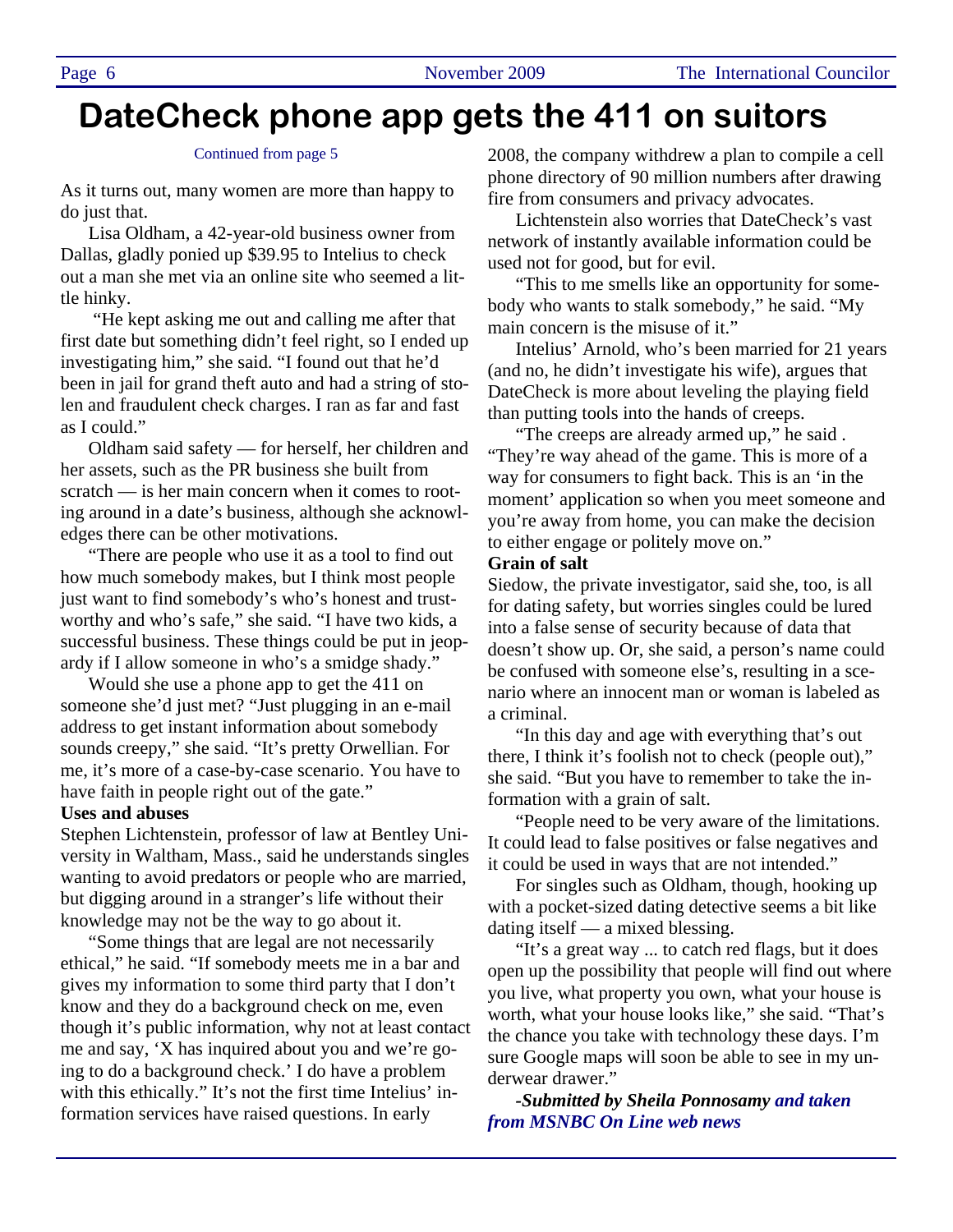# DateCheck phone app gets the 411 on suitors

Continued from page 5

As it turns out, many women are more than happy to do just that.

Lisa Oldham, a 42-year-old business owner from Dallas, gladly ponied up $39.95 to Intelius to check out a man she met via an online site who seemed a little hinky.

"He kept asking me out and calling me after that first date but something didn't feel right, so I ended up investigating him," she said. "I found out that he'd been in jail for grand theft auto and had a string of stolen and fraudulent check charges. I ran as far and fast as I could."

Oldham said safety — for herself, her children and her assets, such as the PR business she built from scratch — is her main concern when it comes to rooting around in a date's business, although she acknowledges there can be other motivations.

"There are people who use it as a tool to find out how much somebody makes, but I think most people just want to find somebody's who's honest and trustworthy and who's safe," she said. "I have two kids, a successful business. These things could be put in jeopardy if I allow someone in who's a smidge shady."

Would she use a phone app to get the 411 on someone she'd just met? "Just plugging in an e-mail address to get instant information about somebody sounds creepy," she said. "It's pretty Orwellian. For me, it's more of a case-by-case scenario. You have to have faith in people right out of the gate."

**Uses and abuses**

Stephen Lichtenstein, professor of law at Bentley University in Waltham, Mass., said he understands singles wanting to avoid predators or people who are married, but digging around in a stranger's life without their knowledge may not be the way to go about it.

"Some things that are legal are not necessarily ethical," he said. "If somebody meets me in a bar and gives my information to some third party that I don't know and they do a background check on me, even though it's public information, why not at least contact me and say, 'X has inquired about you and we're going to do a background check.' I do have a problem with this ethically." It's not the first time Intelius' information services have raised questions. In early 2008, the company withdrew a plan to compile a cell phone directory of 90 million numbers after drawing fire from consumers and privacy advocates.

Lichtenstein also worries that DateCheck's vast network of instantly available information could be used not for good, but for evil.

"This to me smells like an opportunity for somebody who wants to stalk somebody," he said. "My main concern is the misuse of it."

Intelius' Arnold, who's been married for 21 years (and no, he didn't investigate his wife), argues that DateCheck is more about leveling the playing field than putting tools into the hands of creeps.

"The creeps are already armed up," he said . "They're way ahead of the game. This is more of a way for consumers to fight back. This is an 'in the moment' application so when you meet someone and you're away from home, you can make the decision to either engage or politely move on."

**Grain of salt**

Siedow, the private investigator, said she, too, is all for dating safety, but worries singles could be lured into a false sense of security because of data that doesn't show up. Or, she said, a person's name could be confused with someone else's, resulting in a scenario where an innocent man or woman is labeled as a criminal.

"In this day and age with everything that's out there, I think it's foolish not to check (people out)," she said. "But you have to remember to take the information with a grain of salt.

"People need to be very aware of the limitations. It could lead to false positives or false negatives and it could be used in ways that are not intended."

For singles such as Oldham, though, hooking up with a pocket-sized dating detective seems a bit like dating itself — a mixed blessing.

"It's a great way ... to catch red flags, but it does open up the possibility that people will find out where you live, what property you own, what your house is worth, what your house looks like," she said. "That's the chance you take with technology these days. I'm sure Google maps will soon be able to see in my underwear drawer."

***-Submitted by Sheila Ponnosamy and taken from MSNBC On Line web news***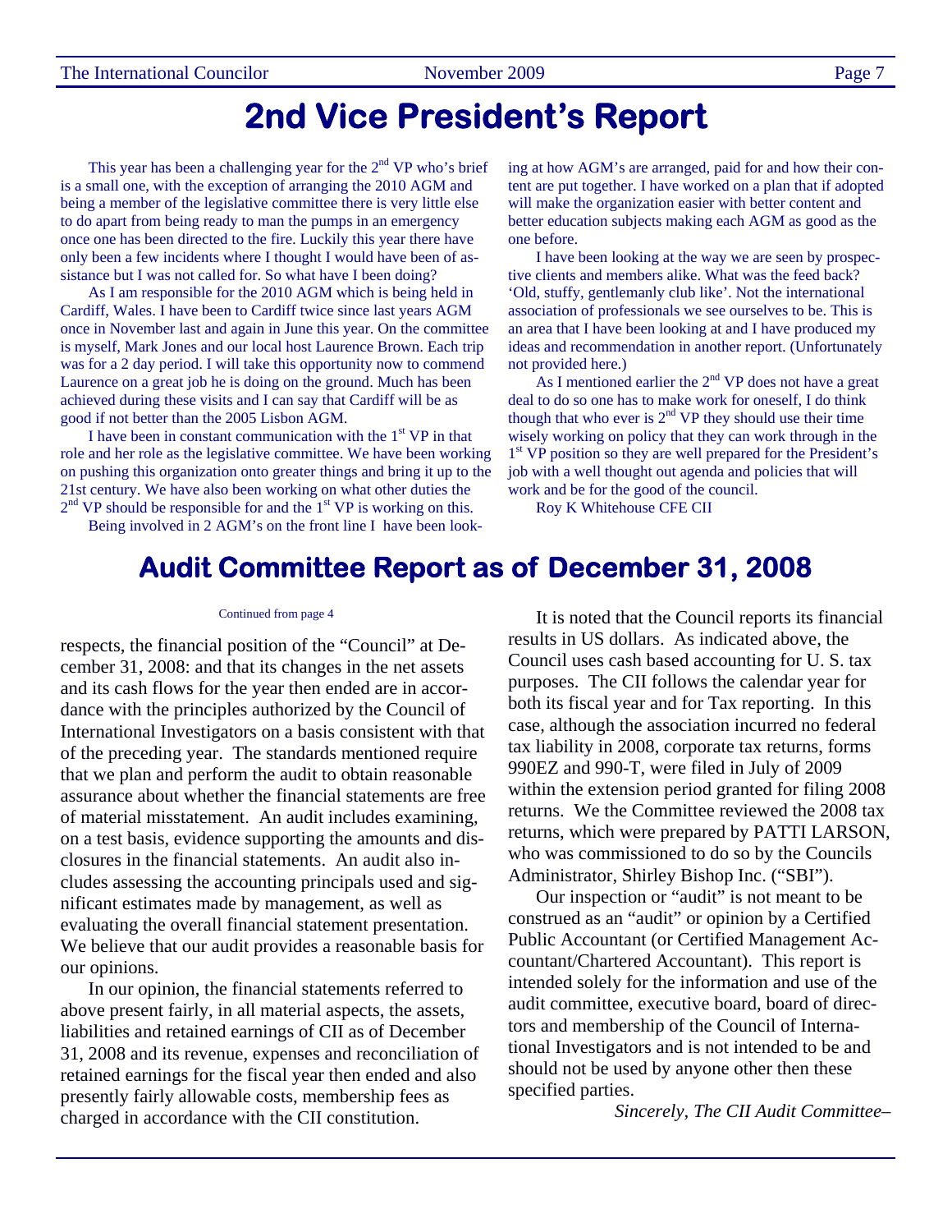# 2nd Vice President's Report

This year has been a challenging year for the 2nd VP who's brief is a small one, with the exception of arranging the 2010 AGM and being a member of the legislative committee there is very little else to do apart from being ready to man the pumps in an emergency once one has been directed to the fire. Luckily this year there have only been a few incidents where I thought I would have been of assistance but I was not called for. So what have I been doing?

As I am responsible for the 2010 AGM which is being held in Cardiff, Wales. I have been to Cardiff twice since last years AGM once in November last and again in June this year. On the committee is myself, Mark Jones and our local host Laurence Brown. Each trip was for a 2 day period. I will take this opportunity now to commend Laurence on a great job he is doing on the ground. Much has been achieved during these visits and I can say that Cardiff will be as good if not better than the 2005 Lisbon AGM.

I have been in constant communication with the 1st VP in that role and her role as the legislative committee. We have been working on pushing this organization onto greater things and bring it up to the 21st century. We have also been working on what other duties the 2nd VP should be responsible for and the 1st VP is working on this.

Being involved in 2 AGM's on the front line I have been looking at how AGM's are arranged, paid for and how their content are put together. I have worked on a plan that if adopted will make the organization easier with better content and better education subjects making each AGM as good as the one before.

I have been looking at the way we are seen by prospective clients and members alike. What was the feed back? 'Old, stuffy, gentlemanly club like'. Not the international association of professionals we see ourselves to be. This is an area that I have been looking at and I have produced my ideas and recommendation in another report. (Unfortunately not provided here.)

As I mentioned earlier the 2nd VP does not have a great deal to do so one has to make work for oneself, I do think though that who ever is 2nd VP they should use their time wisely working on policy that they can work through in the 1st VP position so they are well prepared for the President's job with a well thought out agenda and policies that will work and be for the good of the council.

Roy K Whitehouse CFE CII

# Audit Committee Report as of December 31, 2008

Continued from page 4

respects, the financial position of the "Council" at December 31, 2008: and that its changes in the net assets and its cash flows for the year then ended are in accordance with the principles authorized by the Council of International Investigators on a basis consistent with that of the preceding year. The standards mentioned require that we plan and perform the audit to obtain reasonable assurance about whether the financial statements are free of material misstatement. An audit includes examining, on a test basis, evidence supporting the amounts and disclosures in the financial statements. An audit also includes assessing the accounting principals used and significant estimates made by management, as well as evaluating the overall financial statement presentation. We believe that our audit provides a reasonable basis for our opinions.

In our opinion, the financial statements referred to above present fairly, in all material aspects, the assets, liabilities and retained earnings of CII as of December 31, 2008 and its revenue, expenses and reconciliation of retained earnings for the fiscal year then ended and also presently fairly allowable costs, membership fees as charged in accordance with the CII constitution.

It is noted that the Council reports its financial results in US dollars. As indicated above, the Council uses cash based accounting for U. S. tax purposes. The CII follows the calendar year for both its fiscal year and for Tax reporting. In this case, although the association incurred no federal tax liability in 2008, corporate tax returns, forms 990EZ and 990-T, were filed in July of 2009 within the extension period granted for filing 2008 returns. We the Committee reviewed the 2008 tax returns, which were prepared by PATTI LARSON, who was commissioned to do so by the Councils Administrator, Shirley Bishop Inc. ("SBI").

Our inspection or "audit" is not meant to be construed as an "audit" or opinion by a Certified Public Accountant (or Certified Management Accountant/Chartered Accountant). This report is intended solely for the information and use of the audit committee, executive board, board of directors and membership of the Council of International Investigators and is not intended to be and should not be used by anyone other then these specified parties.

*Sincerely, The CII Audit Committee–*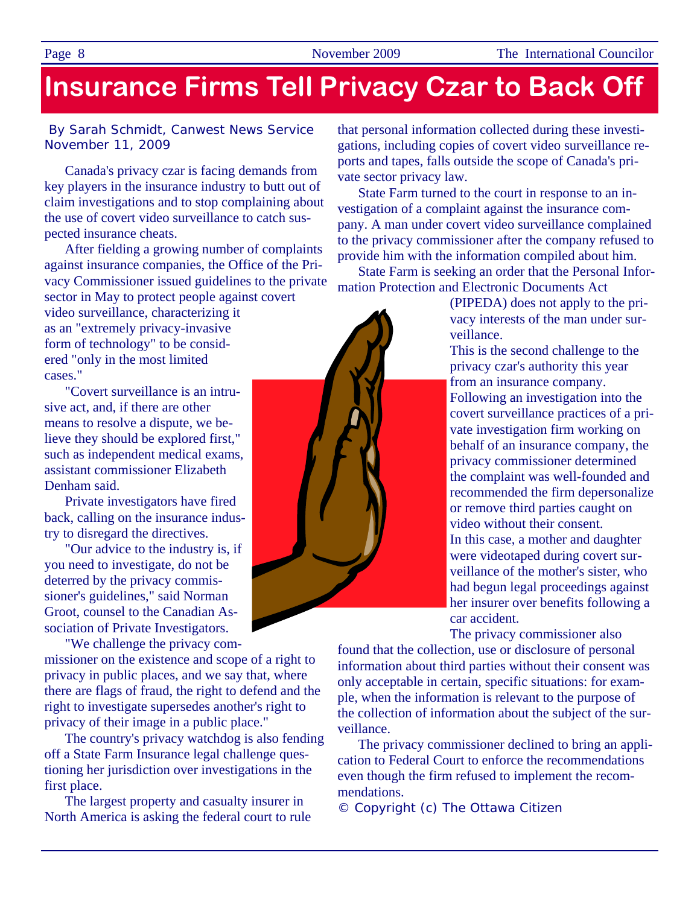# Insurance Firms Tell Privacy Czar to Back Off

By Sarah Schmidt, Canwest News Service
November 11, 2009

Canada's privacy czar is facing demands from key players in the insurance industry to butt out of claim investigations and to stop complaining about the use of covert video surveillance to catch suspected insurance cheats.

After fielding a growing number of complaints against insurance companies, the Office of the Privacy Commissioner issued guidelines to the private sector in May to protect people against covert video surveillance, characterizing it as an "extremely privacy-invasive form of technology" to be considered "only in the most limited cases."

"Covert surveillance is an intrusive act, and, if there are other means to resolve a dispute, we believe they should be explored first," such as independent medical exams, assistant commissioner Elizabeth Denham said.

Private investigators have fired back, calling on the insurance industry to disregard the directives.

"Our advice to the industry is, if you need to investigate, do not be deterred by the privacy commissioner's guidelines," said Norman Groot, counsel to the Canadian Association of Private Investigators.

"We challenge the privacy commissioner on the existence and scope of a right to privacy in public places, and we say that, where there are flags of fraud, the right to defend and the right to investigate supersedes another's right to privacy of their image in a public place."

The country's privacy watchdog is also fending off a State Farm Insurance legal challenge questioning her jurisdiction over investigations in the first place.

The largest property and casualty insurer in North America is asking the federal court to rule that personal information collected during these investigations, including copies of covert video surveillance reports and tapes, falls outside the scope of Canada's private sector privacy law.

State Farm turned to the court in response to an investigation of a complaint against the insurance company. A man under covert video surveillance complained to the privacy commissioner after the company refused to provide him with the information compiled about him.

State Farm is seeking an order that the Personal Information Protection and Electronic Documents Act (PIPEDA) does not apply to the privacy interests of the man under surveillance.

This is the second challenge to the privacy czar's authority this year from an insurance company. Following an investigation into the covert surveillance practices of a private investigation firm working on behalf of an insurance company, the privacy commissioner determined the complaint was well-founded and recommended the firm depersonalize or remove third parties caught on video without their consent.

In this case, a mother and daughter were videotaped during covert surveillance of the mother's sister, who had begun legal proceedings against her insurer over benefits following a car accident.

The privacy commissioner also found that the collection, use or disclosure of personal information about third parties without their consent was only acceptable in certain, specific situations: for example, when the information is relevant to the purpose of the collection of information about the subject of the surveillance.

The privacy commissioner declined to bring an application to Federal Court to enforce the recommendations even though the firm refused to implement the recommendations.

© Copyright (c) The Ottawa Citizen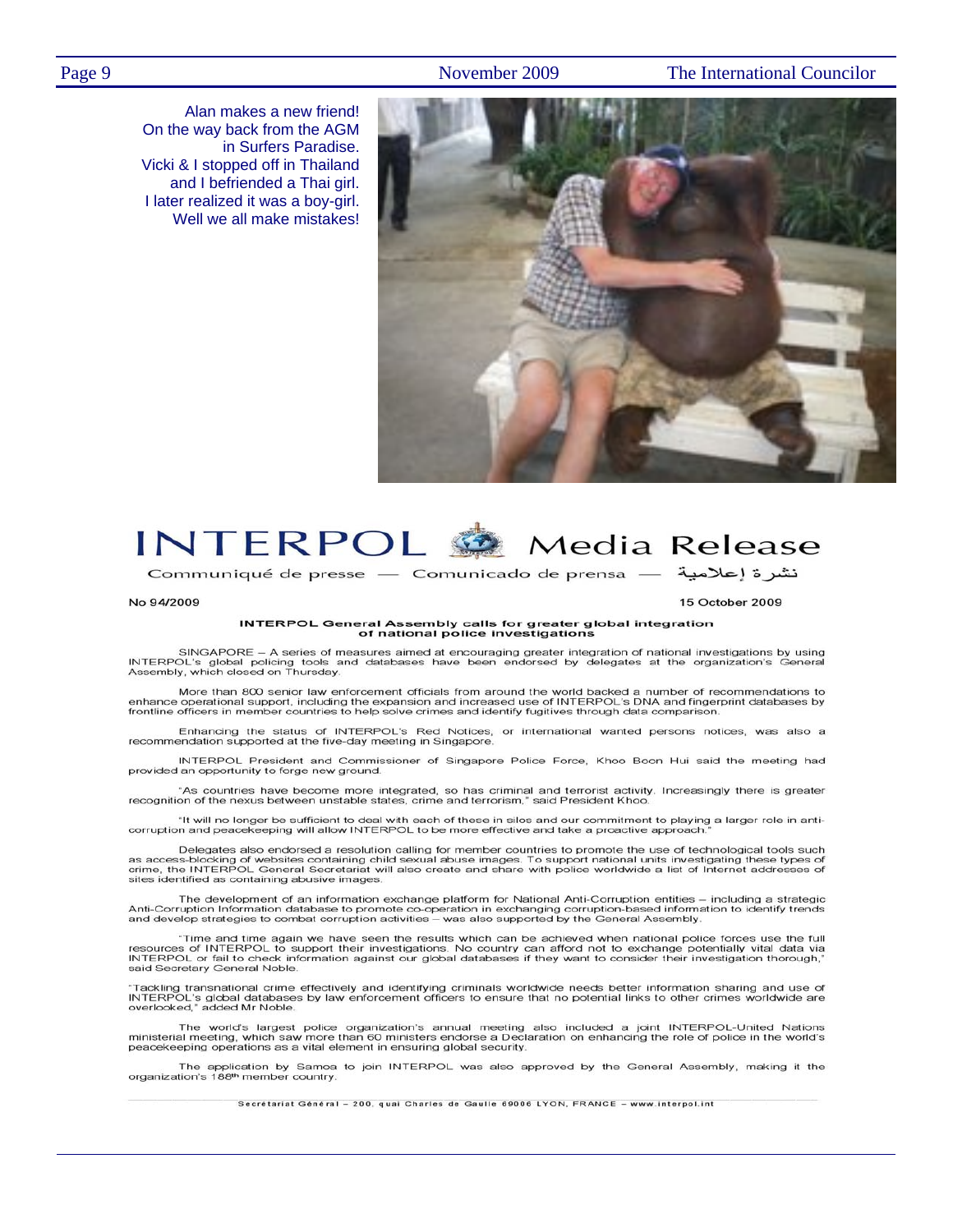Alan makes a new friend!
On the way back from the AGM in Surfers Paradise.
Vicki & I stopped off in Thailand and I befriended a Thai girl.
I later realized it was a boy-girl.
Well we all make mistakes!

# INTERPOL Media Release

Communiqué de presse — Comunicado de prensa — نشرة إعلامية

No 94/2009 15 October 2009

## INTERPOL General Assembly calls for greater global integration of national police investigations

SINGAPORE – A series of measures aimed at encouraging greater integration of national investigations by using INTERPOL's global policing tools and databases have been endorsed by delegates at the organization's General Assembly, which closed on Thursday.

More than 800 senior law enforcement officials from around the world backed a number of recommendations to enhance operational support, including the expansion and increased use of INTERPOL's DNA and fingerprint databases by frontline officers in member countries to help solve crimes and identify fugitives through data comparison.

Enhancing the status of INTERPOL's Red Notices, or international wanted persons notices, was also a recommendation supported at the five-day meeting in Singapore.

INTERPOL President and Commissioner of Singapore Police Force, Khoo Boon Hui said the meeting had provided an opportunity to forge new ground.

"As countries have become more integrated, so has criminal and terrorist activity. Increasingly there is greater recognition of the nexus between unstable states, crime and terrorism," said President Khoo.

"It will no longer be sufficient to deal with each of these in silos and our commitment to playing a larger role in anti-corruption and peacekeeping will allow INTERPOL to be more effective and take a proactive approach."

Delegates also endorsed a resolution calling for member countries to promote the use of technological tools such as access-blocking of websites containing child sexual abuse images. To support national units investigating these types of crime, the INTERPOL General Secretariat will also create and share with police worldwide a list of Internet addresses of sites identified as containing abusive images.

The development of an information exchange platform for National Anti-Corruption entities – including a strategic Anti-Corruption Information database to promote co-operation in exchanging corruption-based information to identify trends and develop strategies to combat corruption activities – was also supported by the General Assembly.

"Time and time again we have seen the results which can be achieved when national police forces use the full resources of INTERPOL to support their investigations. No country can afford not to exchange potentially vital data via INTERPOL or fail to check information against our global databases if they want to consider their investigation thorough," said Secretary General Noble.

"Tackling transnational crime effectively and identifying criminals worldwide needs better information sharing and use of INTERPOL's global databases by law enforcement officers to ensure that no potential links to other crimes worldwide are overlooked," added Mr Noble.

The world's largest police organization's annual meeting also included a joint INTERPOL-United Nations ministerial meeting, which saw more than 60 ministers endorse a Declaration on enhancing the role of police in the world's peacekeeping operations as a vital element in ensuring global security.

The application by Samoa to join INTERPOL was also approved by the General Assembly, making it the organization's 188th member country.

Secrétariat Général – 200, quai Charles de Gaulle 69006 LYON, FRANCE – www.interpol.int